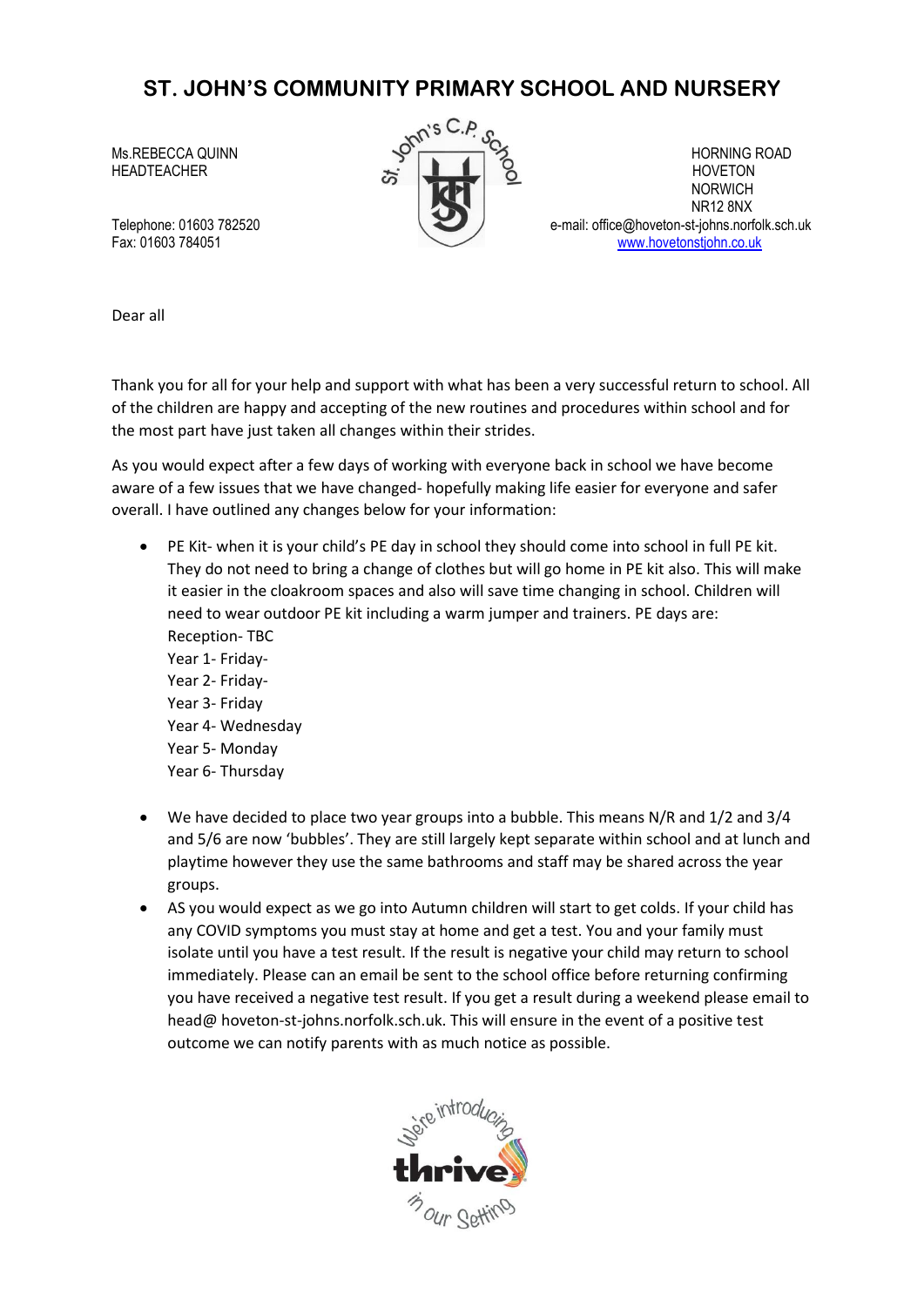# ST. JOHN'S COMMUNITY PRIMARY SCHOOL AND NURSERY

Ms.REBECCA QUINN
HEADTEACHER

Telephone: 01603 782520
Fax: 01603 784051

HORNING ROAD
HOVETON
NORWICH
NR12 8NX
e-mail: office@hoveton-st-johns.norfolk.sch.uk
www.hovetonstjohn.co.uk

Dear all

Thank you for all for your help and support with what has been a very successful return to school. All of the children are happy and accepting of the new routines and procedures within school and for the most part have just taken all changes within their strides.

As you would expect after a few days of working with everyone back in school we have become aware of a few issues that we have changed- hopefully making life easier for everyone and safer overall. I have outlined any changes below for your information:

- PE Kit- when it is your child's PE day in school they should come into school in full PE kit. They do not need to bring a change of clothes but will go home in PE kit also. This will make it easier in the cloakroom spaces and also will save time changing in school. Children will need to wear outdoor PE kit including a warm jumper and trainers. PE days are:
  Reception- TBC
  Year 1- Friday-
  Year 2- Friday-
  Year 3- Friday
  Year 4- Wednesday
  Year 5- Monday
  Year 6- Thursday

- We have decided to place two year groups into a bubble. This means N/R and 1/2 and 3/4 and 5/6 are now 'bubbles'. They are still largely kept separate within school and at lunch and playtime however they use the same bathrooms and staff may be shared across the year groups.
- AS you would expect as we go into Autumn children will start to get colds. If your child has any COVID symptoms you must stay at home and get a test. You and your family must isolate until you have a test result. If the result is negative your child may return to school immediately. Please can an email be sent to the school office before returning confirming you have received a negative test result. If you get a result during a weekend please email to head@ hoveton-st-johns.norfolk.sch.uk. This will ensure in the event of a positive test outcome we can notify parents with as much notice as possible.

We're introducing thrive in our Setting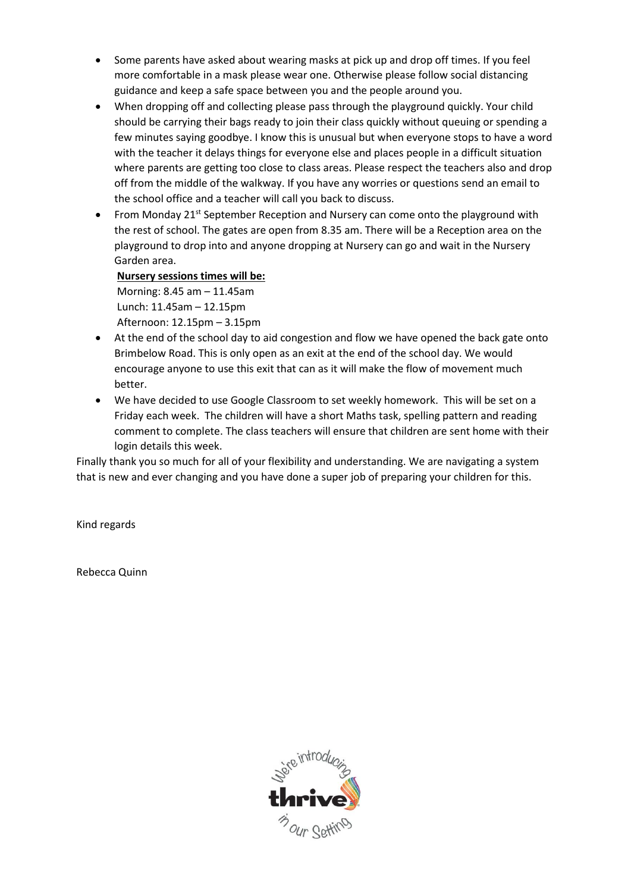- Some parents have asked about wearing masks at pick up and drop off times. If you feel more comfortable in a mask please wear one. Otherwise please follow social distancing guidance and keep a safe space between you and the people around you.
- When dropping off and collecting please pass through the playground quickly. Your child should be carrying their bags ready to join their class quickly without queuing or spending a few minutes saying goodbye. I know this is unusual but when everyone stops to have a word with the teacher it delays things for everyone else and places people in a difficult situation where parents are getting too close to class areas. Please respect the teachers also and drop off from the middle of the walkway. If you have any worries or questions send an email to the school office and a teacher will call you back to discuss.
- From Monday 21st September Reception and Nursery can come onto the playground with the rest of school. The gates are open from 8.35 am. There will be a Reception area on the playground to drop into and anyone dropping at Nursery can go and wait in the Nursery Garden area.

  **Nursery sessions times will be:**
  Morning: 8.45 am – 11.45am
  Lunch: 11.45am – 12.15pm
  Afternoon: 12.15pm – 3.15pm
- At the end of the school day to aid congestion and flow we have opened the back gate onto Brimbelow Road. This is only open as an exit at the end of the school day. We would encourage anyone to use this exit that can as it will make the flow of movement much better.
- We have decided to use Google Classroom to set weekly homework. This will be set on a Friday each week. The children will have a short Maths task, spelling pattern and reading comment to complete. The class teachers will ensure that children are sent home with their login details this week.

Finally thank you so much for all of your flexibility and understanding. We are navigating a system that is new and ever changing and you have done a super job of preparing your children for this.

Kind regards

Rebecca Quinn

We're introducing thrive in our Setting